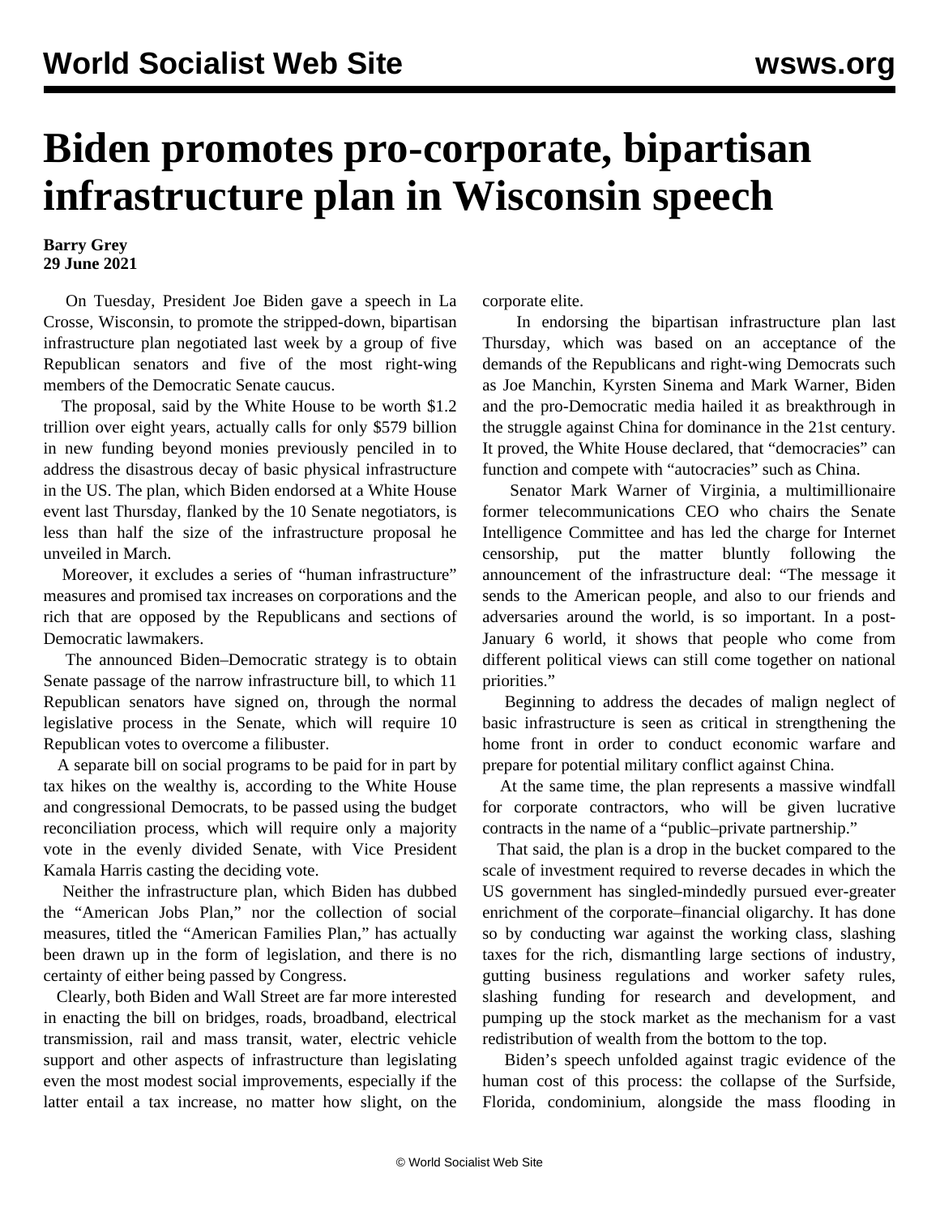# Biden promotes pro-corporate, bipartisan infrastructure plan in Wisconsin speech

**Barry Grey**
**29 June 2021**

On Tuesday, President Joe Biden gave a speech in La Crosse, Wisconsin, to promote the stripped-down, bipartisan infrastructure plan negotiated last week by a group of five Republican senators and five of the most right-wing members of the Democratic Senate caucus.

The proposal, said by the White House to be worth $1.2 trillion over eight years, actually calls for only $579 billion in new funding beyond monies previously penciled in to address the disastrous decay of basic physical infrastructure in the US. The plan, which Biden endorsed at a White House event last Thursday, flanked by the 10 Senate negotiators, is less than half the size of the infrastructure proposal he unveiled in March.

Moreover, it excludes a series of "human infrastructure" measures and promised tax increases on corporations and the rich that are opposed by the Republicans and sections of Democratic lawmakers.

The announced Biden–Democratic strategy is to obtain Senate passage of the narrow infrastructure bill, to which 11 Republican senators have signed on, through the normal legislative process in the Senate, which will require 10 Republican votes to overcome a filibuster.

A separate bill on social programs to be paid for in part by tax hikes on the wealthy is, according to the White House and congressional Democrats, to be passed using the budget reconciliation process, which will require only a majority vote in the evenly divided Senate, with Vice President Kamala Harris casting the deciding vote.

Neither the infrastructure plan, which Biden has dubbed the "American Jobs Plan," nor the collection of social measures, titled the "American Families Plan," has actually been drawn up in the form of legislation, and there is no certainty of either being passed by Congress.

Clearly, both Biden and Wall Street are far more interested in enacting the bill on bridges, roads, broadband, electrical transmission, rail and mass transit, water, electric vehicle support and other aspects of infrastructure than legislating even the most modest social improvements, especially if the latter entail a tax increase, no matter how slight, on the corporate elite.

In endorsing the bipartisan infrastructure plan last Thursday, which was based on an acceptance of the demands of the Republicans and right-wing Democrats such as Joe Manchin, Kyrsten Sinema and Mark Warner, Biden and the pro-Democratic media hailed it as breakthrough in the struggle against China for dominance in the 21st century. It proved, the White House declared, that "democracies" can function and compete with "autocracies" such as China.

Senator Mark Warner of Virginia, a multimillionaire former telecommunications CEO who chairs the Senate Intelligence Committee and has led the charge for Internet censorship, put the matter bluntly following the announcement of the infrastructure deal: "The message it sends to the American people, and also to our friends and adversaries around the world, is so important. In a post-January 6 world, it shows that people who come from different political views can still come together on national priorities."

Beginning to address the decades of malign neglect of basic infrastructure is seen as critical in strengthening the home front in order to conduct economic warfare and prepare for potential military conflict against China.

At the same time, the plan represents a massive windfall for corporate contractors, who will be given lucrative contracts in the name of a "public–private partnership."

That said, the plan is a drop in the bucket compared to the scale of investment required to reverse decades in which the US government has singled-mindedly pursued ever-greater enrichment of the corporate–financial oligarchy. It has done so by conducting war against the working class, slashing taxes for the rich, dismantling large sections of industry, gutting business regulations and worker safety rules, slashing funding for research and development, and pumping up the stock market as the mechanism for a vast redistribution of wealth from the bottom to the top.

Biden's speech unfolded against tragic evidence of the human cost of this process: the collapse of the Surfside, Florida, condominium, alongside the mass flooding in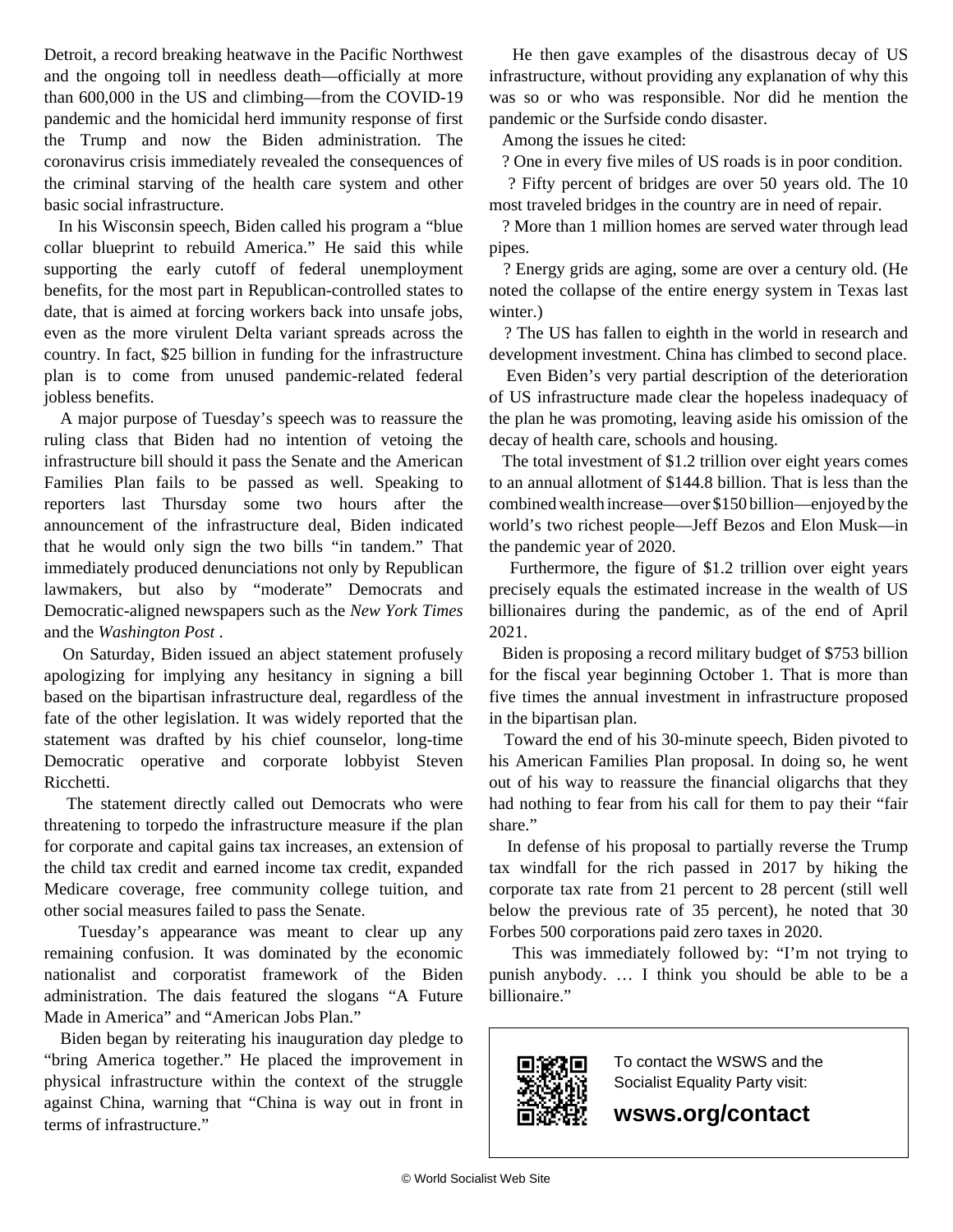Detroit, a record breaking heatwave in the Pacific Northwest and the ongoing toll in needless death—officially at more than 600,000 in the US and climbing—from the COVID-19 pandemic and the homicidal herd immunity response of first the Trump and now the Biden administration. The coronavirus crisis immediately revealed the consequences of the criminal starving of the health care system and other basic social infrastructure.

In his Wisconsin speech, Biden called his program a "blue collar blueprint to rebuild America." He said this while supporting the early cutoff of federal unemployment benefits, for the most part in Republican-controlled states to date, that is aimed at forcing workers back into unsafe jobs, even as the more virulent Delta variant spreads across the country. In fact, $25 billion in funding for the infrastructure plan is to come from unused pandemic-related federal jobless benefits.

A major purpose of Tuesday's speech was to reassure the ruling class that Biden had no intention of vetoing the infrastructure bill should it pass the Senate and the American Families Plan fails to be passed as well. Speaking to reporters last Thursday some two hours after the announcement of the infrastructure deal, Biden indicated that he would only sign the two bills "in tandem." That immediately produced denunciations not only by Republican lawmakers, but also by "moderate" Democrats and Democratic-aligned newspapers such as the *New York Times* and the *Washington Post* .

On Saturday, Biden issued an abject statement profusely apologizing for implying any hesitancy in signing a bill based on the bipartisan infrastructure deal, regardless of the fate of the other legislation. It was widely reported that the statement was drafted by his chief counselor, long-time Democratic operative and corporate lobbyist Steven Ricchetti.

The statement directly called out Democrats who were threatening to torpedo the infrastructure measure if the plan for corporate and capital gains tax increases, an extension of the child tax credit and earned income tax credit, expanded Medicare coverage, free community college tuition, and other social measures failed to pass the Senate.

Tuesday's appearance was meant to clear up any remaining confusion. It was dominated by the economic nationalist and corporatist framework of the Biden administration. The dais featured the slogans "A Future Made in America" and "American Jobs Plan."

Biden began by reiterating his inauguration day pledge to "bring America together." He placed the improvement in physical infrastructure within the context of the struggle against China, warning that "China is way out in front in terms of infrastructure."

He then gave examples of the disastrous decay of US infrastructure, without providing any explanation of why this was so or who was responsible. Nor did he mention the pandemic or the Surfside condo disaster.

Among the issues he cited:

? One in every five miles of US roads is in poor condition.

? Fifty percent of bridges are over 50 years old. The 10 most traveled bridges in the country are in need of repair.

? More than 1 million homes are served water through lead pipes.

? Energy grids are aging, some are over a century old. (He noted the collapse of the entire energy system in Texas last winter.)

? The US has fallen to eighth in the world in research and development investment. China has climbed to second place.

Even Biden's very partial description of the deterioration of US infrastructure made clear the hopeless inadequacy of the plan he was promoting, leaving aside his omission of the decay of health care, schools and housing.

The total investment of $1.2 trillion over eight years comes to an annual allotment of $144.8 billion. That is less than the combined wealth increase—over $150 billion—enjoyed by the world's two richest people—Jeff Bezos and Elon Musk—in the pandemic year of 2020.

Furthermore, the figure of $1.2 trillion over eight years precisely equals the estimated increase in the wealth of US billionaires during the pandemic, as of the end of April 2021.

Biden is proposing a record military budget of $753 billion for the fiscal year beginning October 1. That is more than five times the annual investment in infrastructure proposed in the bipartisan plan.

Toward the end of his 30-minute speech, Biden pivoted to his American Families Plan proposal. In doing so, he went out of his way to reassure the financial oligarchs that they had nothing to fear from his call for them to pay their "fair share."

In defense of his proposal to partially reverse the Trump tax windfall for the rich passed in 2017 by hiking the corporate tax rate from 21 percent to 28 percent (still well below the previous rate of 35 percent), he noted that 30 Forbes 500 corporations paid zero taxes in 2020.

This was immediately followed by: "I'm not trying to punish anybody. … I think you should be able to be a billionaire."

To contact the WSWS and the Socialist Equality Party visit:

**wsws.org/contact**